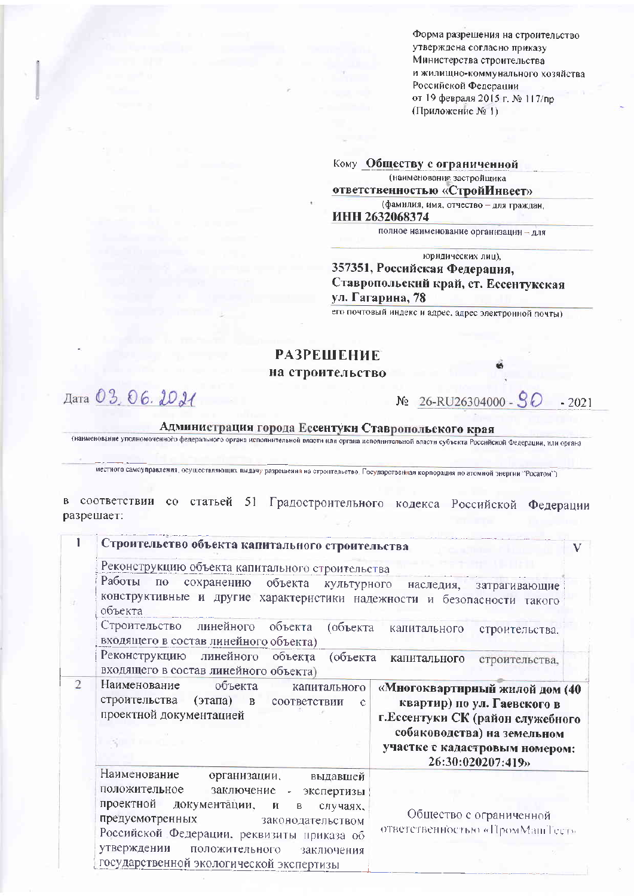Форма разрешения на строительство утверждена согласно приказу Министерства строительства и жилищно-коммунального хозяйства Российской Федерации от 19 февраля 2015 г. № 117/пр (Приложение № 1)

Кому **Обществу с ограниченной ответственностью «СтройИнвест» ИНН 2632068374**

(наименование застройщика (фамилия, имя, отчество – для граждан, полное наименование организации – для юридических лиц),

**357351, Российская Федерация, Ставропольский край, ст. Ессентукская ул. Гагарина, 78**

его почтовый индекс и адрес, адрес электронной почты)

# РАЗРЕШЕНИЕ
## на строительство

Дата 03.06.2021 № 26-RU26304000 - 90 - 2021

**Администрация города Ессентуки Ставропольского края**

(наименование уполномоченного федерального органа исполнительной власти или органа исполнительной власти субъекта Российской Федерации, или органа местного самоуправления, осуществляющих выдачу разрешения на строительство. Государственная корпорация по атомной энергии "Росатом")

в соответствии со статьей 51 Градостроительного кодекса Российской Федерации разрешает:

| | | |
|---|---|---|
| 1 | **Строительство объекта капитального строительства** | V |
| | Реконструкцию объекта капитального строительства | |
| | Работы по сохранению объекта культурного наследия, затрагивающие конструктивные и другие характеристики надежности и безопасности такого объекта | |
| | Строительство линейного объекта (объекта капитального строительства, входящего в состав линейного объекта) | |
| | Реконструкцию линейного объекта (объекта капитального строительства, входящего в состав линейного объекта) | |
| 2 | Наименование объекта капитального строительства (этапа) в соответствии с проектной документацией | **«Многоквартирный жилой дом (40 квартир) по ул. Гаевского в г.Ессентуки СК (район служебного собаководства) на земельном участке с кадастровым номером: 26:30:020207:419»** |
| | Наименование организации, выдавшей положительное заключение экспертизы проектной документации, и в случаях, предусмотренных законодательством Российской Федерации, реквизиты приказа об утверждении положительного заключения государственной экологической экспертизы | Общество с ограниченной ответственностью «ПромМашТест» |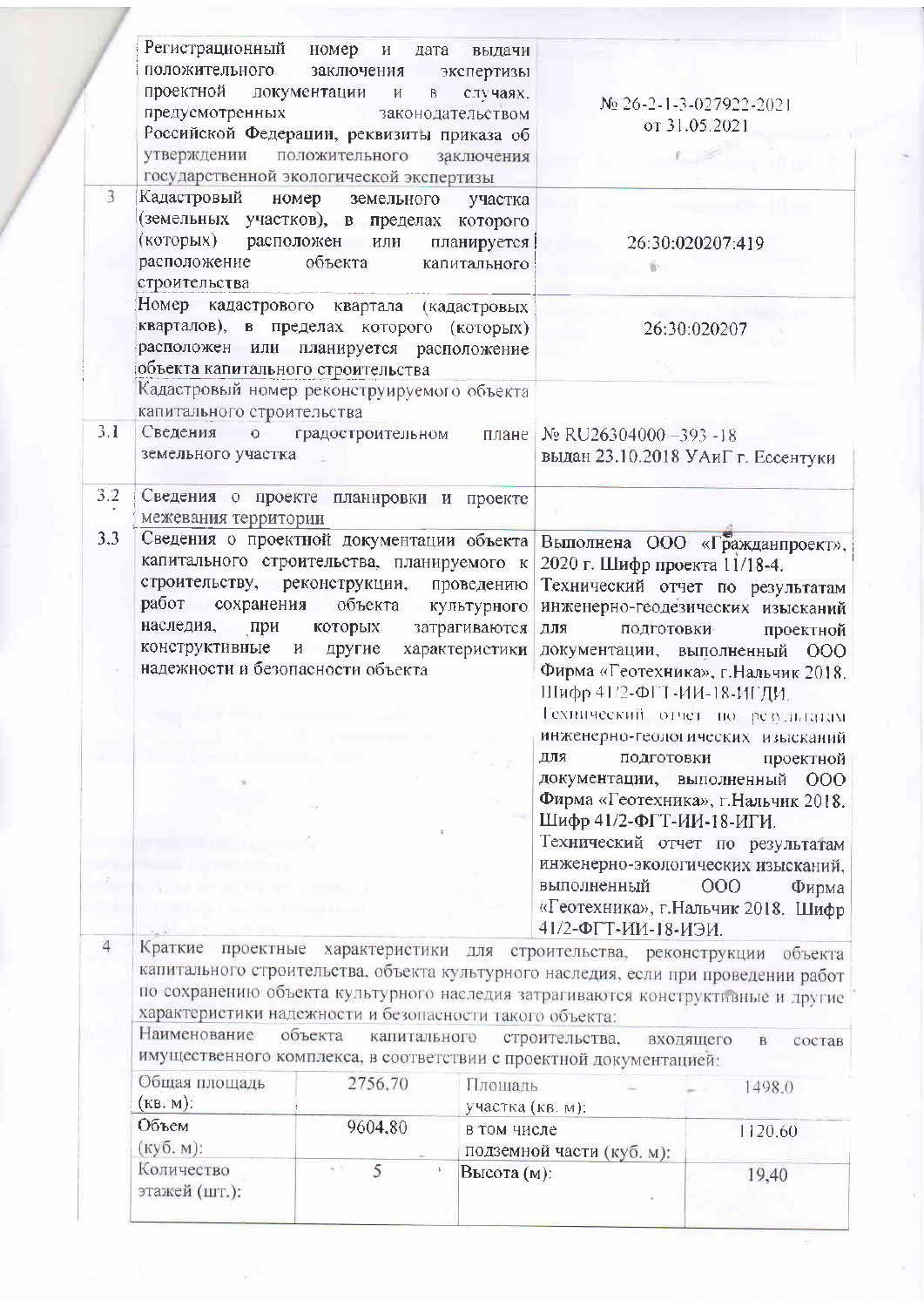| | | |
|---|---|---|
| | Регистрационный номер и дата выдачи положительного заключения экспертизы проектной документации и в случаях, предусмотренных законодательством Российской Федерации, реквизиты приказа об утверждении положительного заключения государственной экологической экспертизы | № 26-2-1-3-027922-2021 от 31.05.2021 |
| 3 | Кадастровый номер земельного участка (земельных участков), в пределах которого (которых) расположен или планируется расположение объекта капитального строительства | 26:30:020207:419 |
| | Номер кадастрового квартала (кадастровых кварталов), в пределах которого (которых) расположен или планируется расположение объекта капитального строительства | 26:30:020207 |
| | Кадастровый номер реконструируемого объекта капитального строительства | |
| 3.1 | Сведения о градостроительном плане земельного участка | № RU26304000 -393 -18 выдан 23.10.2018 УАиГ г. Ессентуки |
| 3.2 | Сведения о проекте планировки и проекте межевания территории | |
| 3.3 | Сведения о проектной документации объекта капитального строительства, планируемого к строительству, реконструкции, проведению работ сохранения объекта культурного наследия, при которых затрагиваются конструктивные и другие характеристики надежности и безопасности объекта | Выполнена ООО «Гражданпроект», 2020 г. Шифр проекта 11/18-4. Технический отчет по результатам инженерно-геодезических изысканий для подготовки проектной документации, выполненный ООО Фирма «Геотехника», г.Нальчик 2018. Шифр 41/2-ФГТ-ИИ-18-ИГДИ. Технический отчет по результатам инженерно-геологических изысканий для подготовки проектной документации, выполненный ООО Фирма «Геотехника», г.Нальчик 2018. Шифр 41/2-ФГТ-ИИ-18-ИГИ. Технический отчет по результатам инженерно-экологических изысканий, выполненный ООО Фирма «Геотехника», г.Нальчик 2018. Шифр 41/2-ФГТ-ИИ-18-ИЭИ. |

4 Краткие проектные характеристики для строительства, реконструкции объекта капитального строительства, объекта культурного наследия, если при проведении работ по сохранению объекта культурного наследия затрагиваются конструктивные и другие характеристики надежности и безопасности такого объекта:

Наименование объекта капитального строительства, входящего в состав имущественного комплекса, в соответствии с проектной документацией:

| | | | |
|---|---|---|---|
| Общая площадь (кв. м): | 2756,70 | Площадь участка (кв. м): | 1498,0 |
| Объем (куб. м): | 9604,80 | в том числе подземной части (куб. м): | 1120,60 |
| Количество этажей (шт.): | 5 | Высота (м): | 19,40 |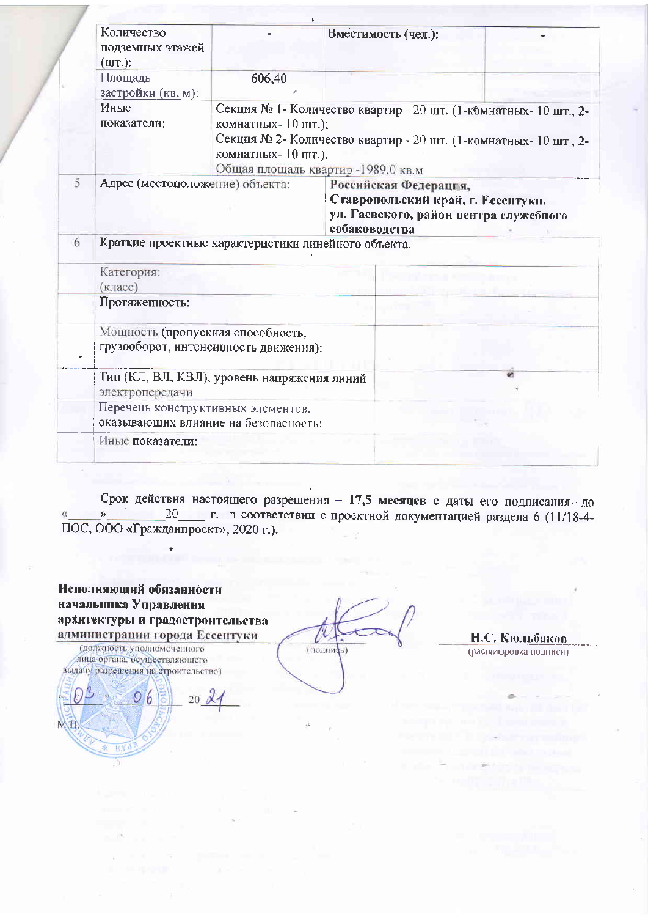| | | | | |
|---|---|---|---|---|
| | Количество подземных этажей (шт.): | - | Вместимость (чел.): | - |
| | Площадь застройки (кв. м): | 606,40 | | |
| | Иные показатели: | Секция № 1- Количество квартир - 20 шт. (1-комнатных- 10 шт., 2-комнатных- 10 шт.);<br>Секция № 2- Количество квартир - 20 шт. (1-комнатных- 10 шт., 2-комнатных- 10 шт.).<br>Общая площадь квартир -1989,0 кв.м | | |
| 5 | Адрес (местоположение) объекта: | | **Российская Федерация, Ставропольский край, г. Ессентуки, ул. Гаевского, район центра служебного собаководства** | |
| 6 | Краткие проектные характеристики линейного объекта: | | | |
| | Категория: (класс) | | | |
| | Протяженность: | | | |
| | Мощность (пропускная способность, грузооборот, интенсивность движения): | | | |
| | Тип (КЛ, ВЛ, КВЛ), уровень напряжения линий электропередачи | | | |
| | Перечень конструктивных элементов, оказывающих влияние на безопасность: | | | |
| | Иные показатели: | | | |

Срок действия настоящего разрешения – **17,5 месяцев** с даты его подписания до «\_\_\_\_\_» \_\_\_\_\_\_\_\_ 20\_\_\_\_ г. в соответствии с проектной документацией раздела 6 (11/18-4-ПОС, ООО «Гражданпроект», 2020 г.).

**Исполняющий обязанности начальника Управления архитектуры и градостроительства администрации города Ессентуки**
(должность уполномоченного лица органа, осуществляющего выдачу разрешения на строительство)

(подпись)

**Н.С. Кюльбаков**
(расшифровка подписи)

03 . 06 20 21

М.П.